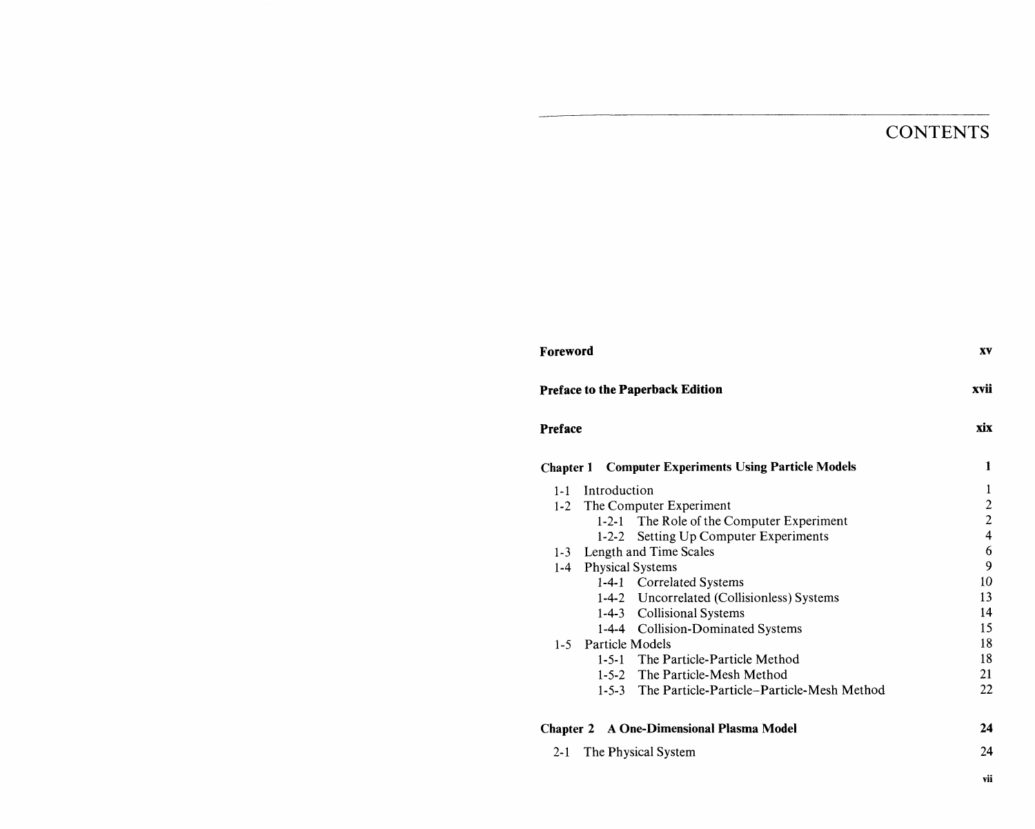# CONTENTS

| | |
|---|---|
| **Foreword** | **xv** |
| **Preface to the Paperback Edition** | **xvii** |
| **Preface** | **xix** |
| **Chapter 1 Computer Experiments Using Particle Models** | **1** |
| 1-1 Introduction | 1 |
| 1-2 The Computer Experiment | 2 |
| 1-2-1 The Role of the Computer Experiment | 2 |
| 1-2-2 Setting Up Computer Experiments | 4 |
| 1-3 Length and Time Scales | 6 |
| 1-4 Physical Systems | 9 |
| 1-4-1 Correlated Systems | 10 |
| 1-4-2 Uncorrelated (Collisionless) Systems | 13 |
| 1-4-3 Collisional Systems | 14 |
| 1-4-4 Collision-Dominated Systems | 15 |
| 1-5 Particle Models | 18 |
| 1-5-1 The Particle-Particle Method | 18 |
| 1-5-2 The Particle-Mesh Method | 21 |
| 1-5-3 The Particle-Particle–Particle-Mesh Method | 22 |
| **Chapter 2 A One-Dimensional Plasma Model** | **24** |
| 2-1 The Physical System | 24 |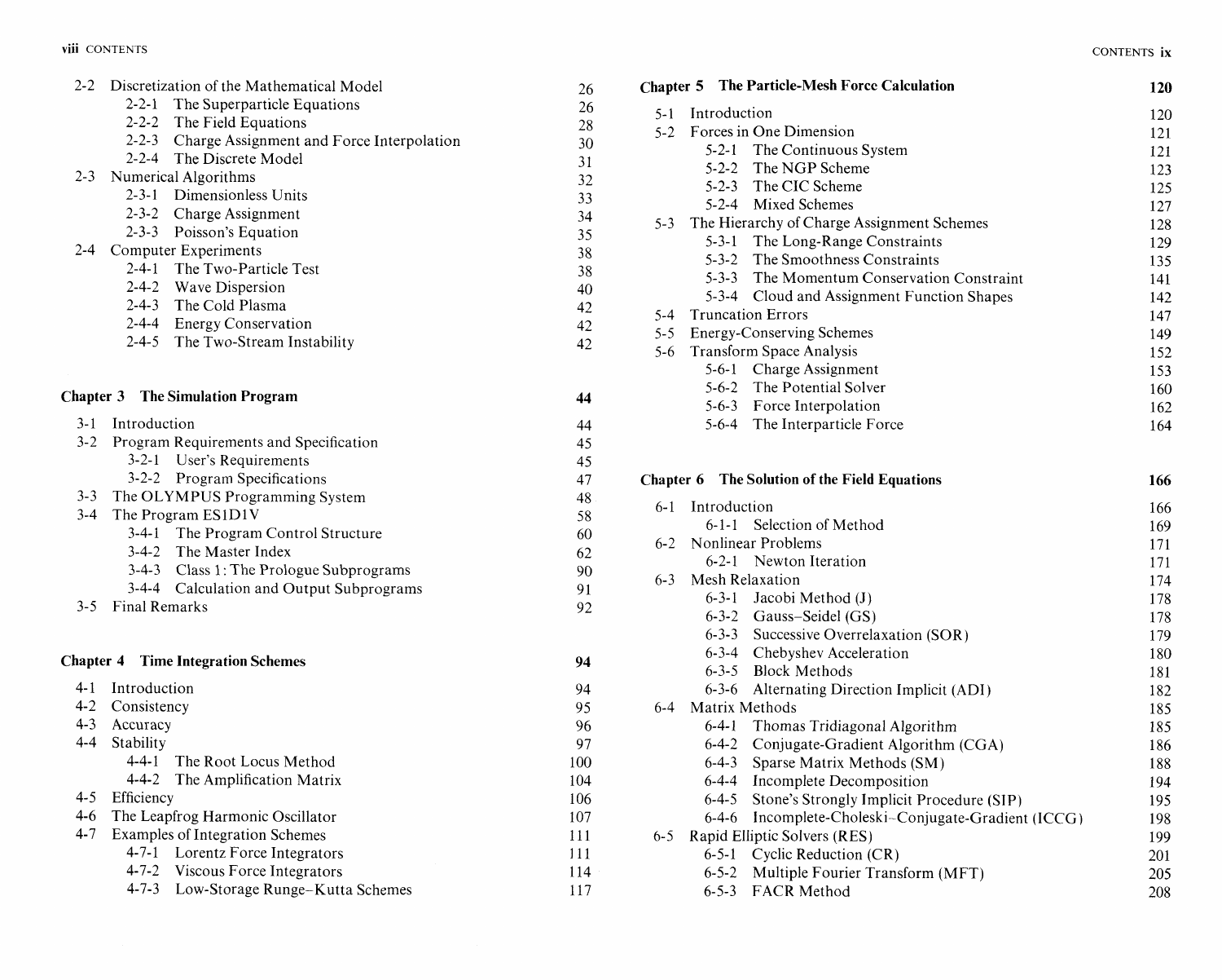2-2 Discretization of the Mathematical Model 26
- 2-2-1 The Superparticle Equations 26
- 2-2-2 The Field Equations 28
- 2-2-3 Charge Assignment and Force Interpolation 30
- 2-2-4 The Discrete Model 31

2-3 Numerical Algorithms 32
- 2-3-1 Dimensionless Units 33
- 2-3-2 Charge Assignment 34
- 2-3-3 Poisson's Equation 35

2-4 Computer Experiments 38
- 2-4-1 The Two-Particle Test 38
- 2-4-2 Wave Dispersion 40
- 2-4-3 The Cold Plasma 42
- 2-4-4 Energy Conservation 42
- 2-4-5 The Two-Stream Instability 42

**Chapter 3 The Simulation Program 44**

3-1 Introduction 44

3-2 Program Requirements and Specification 45
- 3-2-1 User's Requirements 45
- 3-2-2 Program Specifications 47

3-3 The OLYMPUS Programming System 48

3-4 The Program ES1D1V 58
- 3-4-1 The Program Control Structure 60
- 3-4-2 The Master Index 62
- 3-4-3 Class 1: The Prologue Subprograms 90
- 3-4-4 Calculation and Output Subprograms 91

3-5 Final Remarks 92

**Chapter 4 Time Integration Schemes 94**

4-1 Introduction 94

4-2 Consistency 95

4-3 Accuracy 96

4-4 Stability 97
- 4-4-1 The Root Locus Method 100
- 4-4-2 The Amplification Matrix 104

4-5 Efficiency 106

4-6 The Leapfrog Harmonic Oscillator 107

4-7 Examples of Integration Schemes 111
- 4-7-1 Lorentz Force Integrators 111
- 4-7-2 Viscous Force Integrators 114
- 4-7-3 Low-Storage Runge–Kutta Schemes 117

**Chapter 5 The Particle-Mesh Force Calculation 120**

5-1 Introduction 120

5-2 Forces in One Dimension 121
- 5-2-1 The Continuous System 121
- 5-2-2 The NGP Scheme 123
- 5-2-3 The CIC Scheme 125
- 5-2-4 Mixed Schemes 127

5-3 The Hierarchy of Charge Assignment Schemes 128
- 5-3-1 The Long-Range Constraints 129
- 5-3-2 The Smoothness Constraints 135
- 5-3-3 The Momentum Conservation Constraint 141
- 5-3-4 Cloud and Assignment Function Shapes 142

5-4 Truncation Errors 147

5-5 Energy-Conserving Schemes 149

5-6 Transform Space Analysis 152
- 5-6-1 Charge Assignment 153
- 5-6-2 The Potential Solver 160
- 5-6-3 Force Interpolation 162
- 5-6-4 The Interparticle Force 164

**Chapter 6 The Solution of the Field Equations 166**

6-1 Introduction 166
- 6-1-1 Selection of Method 169

6-2 Nonlinear Problems 171
- 6-2-1 Newton Iteration 171

6-3 Mesh Relaxation 174
- 6-3-1 Jacobi Method (J) 178
- 6-3-2 Gauss–Seidel (GS) 178
- 6-3-3 Successive Overrelaxation (SOR) 179
- 6-3-4 Chebyshev Acceleration 180
- 6-3-5 Block Methods 181
- 6-3-6 Alternating Direction Implicit (ADI) 182

6-4 Matrix Methods 185
- 6-4-1 Thomas Tridiagonal Algorithm 185
- 6-4-2 Conjugate-Gradient Algorithm (CGA) 186
- 6-4-3 Sparse Matrix Methods (SM) 188
- 6-4-4 Incomplete Decomposition 194
- 6-4-5 Stone's Strongly Implicit Procedure (SIP) 195
- 6-4-6 Incomplete-Choleski–Conjugate-Gradient (ICCG) 198

6-5 Rapid Elliptic Solvers (RES) 199
- 6-5-1 Cyclic Reduction (CR) 201
- 6-5-2 Multiple Fourier Transform (MFT) 205
- 6-5-3 FACR Method 208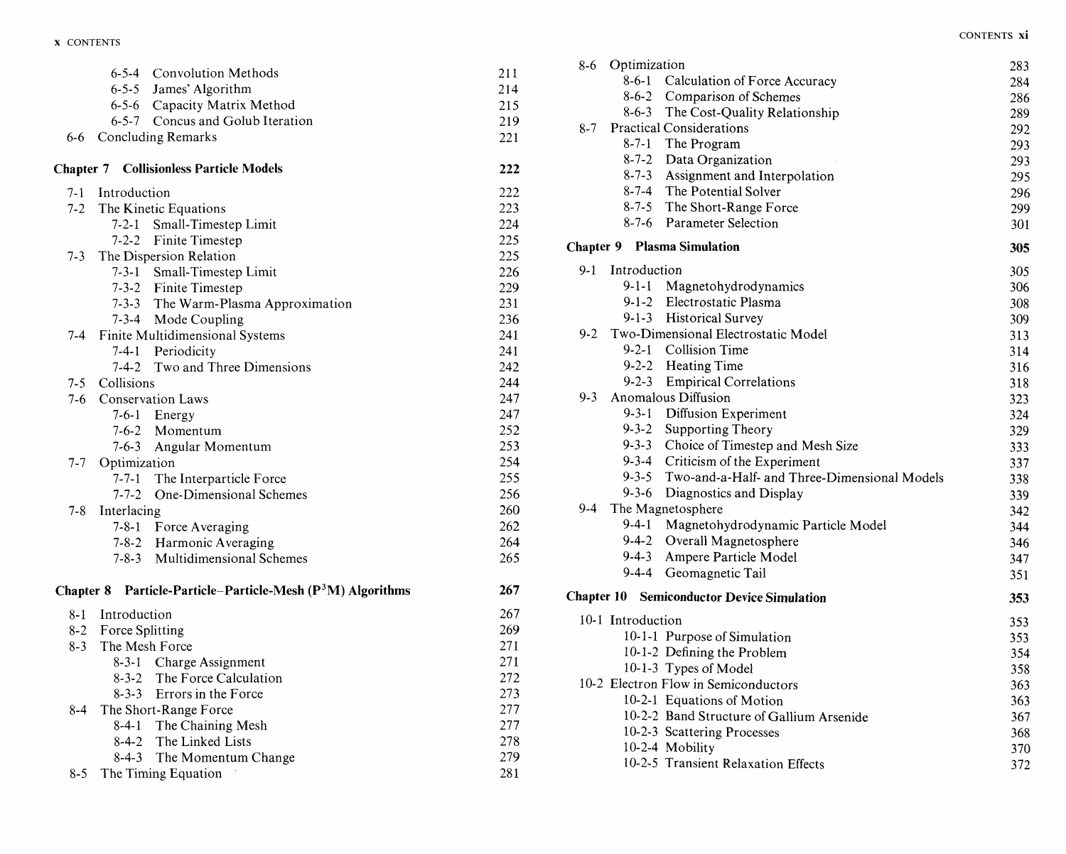| | |
|---|---|
| 6-5-4 Convolution Methods | 211 |
| 6-5-5 James' Algorithm | 214 |
| 6-5-6 Capacity Matrix Method | 215 |
| 6-5-7 Concus and Golub Iteration | 219 |
| 6-6 Concluding Remarks | 221 |
| **Chapter 7 Collisionless Particle Models** | **222** |
| 7-1 Introduction | 222 |
| 7-2 The Kinetic Equations | 223 |
| 7-2-1 Small-Timestep Limit | 224 |
| 7-2-2 Finite Timestep | 225 |
| 7-3 The Dispersion Relation | 225 |
| 7-3-1 Small-Timestep Limit | 226 |
| 7-3-2 Finite Timestep | 229 |
| 7-3-3 The Warm-Plasma Approximation | 231 |
| 7-3-4 Mode Coupling | 236 |
| 7-4 Finite Multidimensional Systems | 241 |
| 7-4-1 Periodicity | 241 |
| 7-4-2 Two and Three Dimensions | 242 |
| 7-5 Collisions | 244 |
| 7-6 Conservation Laws | 247 |
| 7-6-1 Energy | 247 |
| 7-6-2 Momentum | 252 |
| 7-6-3 Angular Momentum | 253 |
| 7-7 Optimization | 254 |
| 7-7-1 The Interparticle Force | 255 |
| 7-7-2 One-Dimensional Schemes | 256 |
| 7-8 Interlacing | 260 |
| 7-8-1 Force Averaging | 262 |
| 7-8-2 Harmonic Averaging | 264 |
| 7-8-3 Multidimensional Schemes | 265 |
| **Chapter 8 Particle-Particle–Particle-Mesh ($P^3M$) Algorithms** | **267** |
| 8-1 Introduction | 267 |
| 8-2 Force Splitting | 269 |
| 8-3 The Mesh Force | 271 |
| 8-3-1 Charge Assignment | 271 |
| 8-3-2 The Force Calculation | 272 |
| 8-3-3 Errors in the Force | 273 |
| 8-4 The Short-Range Force | 277 |
| 8-4-1 The Chaining Mesh | 277 |
| 8-4-2 The Linked Lists | 278 |
| 8-4-3 The Momentum Change | 279 |
| 8-5 The Timing Equation | 281 |
| 8-6 Optimization | 283 |
| 8-6-1 Calculation of Force Accuracy | 284 |
| 8-6-2 Comparison of Schemes | 286 |
| 8-6-3 The Cost-Quality Relationship | 289 |
| 8-7 Practical Considerations | 292 |
| 8-7-1 The Program | 293 |
| 8-7-2 Data Organization | 293 |
| 8-7-3 Assignment and Interpolation | 295 |
| 8-7-4 The Potential Solver | 296 |
| 8-7-5 The Short-Range Force | 299 |
| 8-7-6 Parameter Selection | 301 |
| **Chapter 9 Plasma Simulation** | **305** |
| 9-1 Introduction | 305 |
| 9-1-1 Magnetohydrodynamics | 306 |
| 9-1-2 Electrostatic Plasma | 308 |
| 9-1-3 Historical Survey | 309 |
| 9-2 Two-Dimensional Electrostatic Model | 313 |
| 9-2-1 Collision Time | 314 |
| 9-2-2 Heating Time | 316 |
| 9-2-3 Empirical Correlations | 318 |
| 9-3 Anomalous Diffusion | 323 |
| 9-3-1 Diffusion Experiment | 324 |
| 9-3-2 Supporting Theory | 329 |
| 9-3-3 Choice of Timestep and Mesh Size | 333 |
| 9-3-4 Criticism of the Experiment | 337 |
| 9-3-5 Two-and-a-Half- and Three-Dimensional Models | 338 |
| 9-3-6 Diagnostics and Display | 339 |
| 9-4 The Magnetosphere | 342 |
| 9-4-1 Magnetohydrodynamic Particle Model | 344 |
| 9-4-2 Overall Magnetosphere | 346 |
| 9-4-3 Ampere Particle Model | 347 |
| 9-4-4 Geomagnetic Tail | 351 |
| **Chapter 10 Semiconductor Device Simulation** | **353** |
| 10-1 Introduction | 353 |
| 10-1-1 Purpose of Simulation | 353 |
| 10-1-2 Defining the Problem | 354 |
| 10-1-3 Types of Model | 358 |
| 10-2 Electron Flow in Semiconductors | 363 |
| 10-2-1 Equations of Motion | 363 |
| 10-2-2 Band Structure of Gallium Arsenide | 367 |
| 10-2-3 Scattering Processes | 368 |
| 10-2-4 Mobility | 370 |
| 10-2-5 Transient Relaxation Effects | 372 |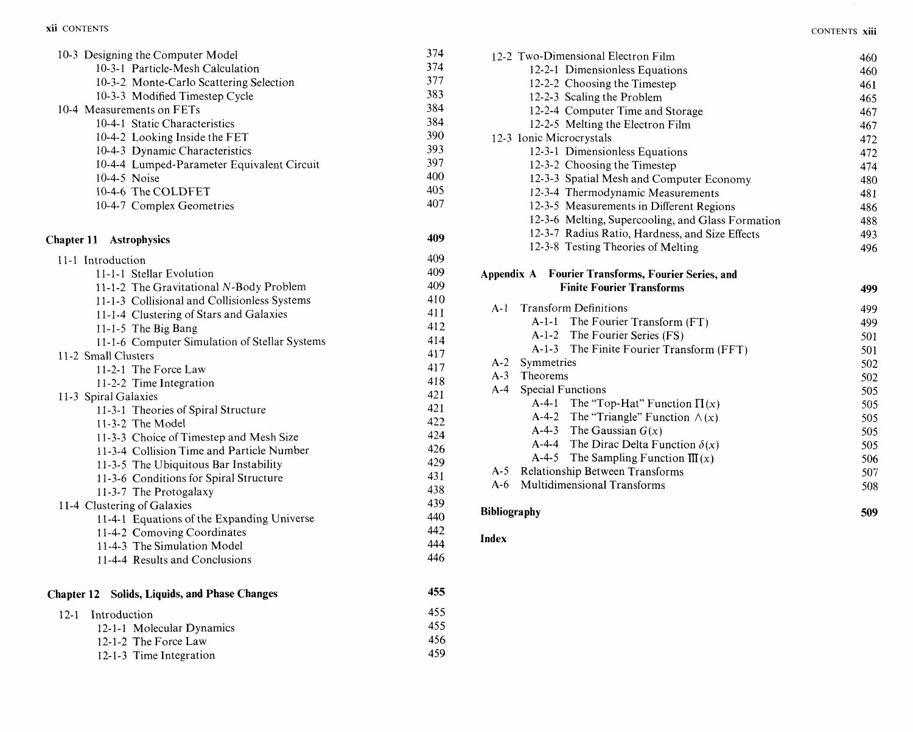| | |
|---|---|
| 10-3 Designing the Computer Model | 374 |
| 10-3-1 Particle-Mesh Calculation | 374 |
| 10-3-2 Monte-Carlo Scattering Selection | 377 |
| 10-3-3 Modified Timestep Cycle | 383 |
| 10-4 Measurements on FETs | 384 |
| 10-4-1 Static Characteristics | 384 |
| 10-4-2 Looking Inside the FET | 390 |
| 10-4-3 Dynamic Characteristics | 393 |
| 10-4-4 Lumped-Parameter Equivalent Circuit | 397 |
| 10-4-5 Noise | 400 |
| 10-4-6 The COLDFET | 405 |
| 10-4-7 Complex Geometries | 407 |
| **Chapter 11 Astrophysics** | **409** |
| 11-1 Introduction | 409 |
| 11-1-1 Stellar Evolution | 409 |
| 11-1-2 The Gravitational *N*-Body Problem | 409 |
| 11-1-3 Collisional and Collisionless Systems | 410 |
| 11-1-4 Clustering of Stars and Galaxies | 411 |
| 11-1-5 The Big Bang | 412 |
| 11-1-6 Computer Simulation of Stellar Systems | 414 |
| 11-2 Small Clusters | 417 |
| 11-2-1 The Force Law | 417 |
| 11-2-2 Time Integration | 418 |
| 11-3 Spiral Galaxies | 421 |
| 11-3-1 Theories of Spiral Structure | 421 |
| 11-3-2 The Model | 422 |
| 11-3-3 Choice of Timestep and Mesh Size | 424 |
| 11-3-4 Collision Time and Particle Number | 426 |
| 11-3-5 The Ubiquitous Bar Instability | 429 |
| 11-3-6 Conditions for Spiral Structure | 431 |
| 11-3-7 The Protogalaxy | 438 |
| 11-4 Clustering of Galaxies | 439 |
| 11-4-1 Equations of the Expanding Universe | 440 |
| 11-4-2 Comoving Coordinates | 442 |
| 11-4-3 The Simulation Model | 444 |
| 11-4-4 Results and Conclusions | 446 |
| **Chapter 12 Solids, Liquids, and Phase Changes** | **455** |
| 12-1 Introduction | 455 |
| 12-1-1 Molecular Dynamics | 455 |
| 12-1-2 The Force Law | 456 |
| 12-1-3 Time Integration | 459 |
| 12-2 Two-Dimensional Electron Film | 460 |
| 12-2-1 Dimensionless Equations | 460 |
| 12-2-2 Choosing the Timestep | 461 |
| 12-2-3 Scaling the Problem | 465 |
| 12-2-4 Computer Time and Storage | 467 |
| 12-2-5 Melting the Electron Film | 467 |
| 12-3 Ionic Microcrystals | 472 |
| 12-3-1 Dimensionless Equations | 472 |
| 12-3-2 Choosing the Timestep | 474 |
| 12-3-3 Spatial Mesh and Computer Economy | 480 |
| 12-3-4 Thermodynamic Measurements | 481 |
| 12-3-5 Measurements in Different Regions | 486 |
| 12-3-6 Melting, Supercooling, and Glass Formation | 488 |
| 12-3-7 Radius Ratio, Hardness, and Size Effects | 493 |
| 12-3-8 Testing Theories of Melting | 496 |
| **Appendix A Fourier Transforms, Fourier Series, and Finite Fourier Transforms** | **499** |
| A-1 Transform Definitions | 499 |
| A-1-1 The Fourier Transform (FT) | 499 |
| A-1-2 The Fourier Series (FS) | 501 |
| A-1-3 The Finite Fourier Transform (FFT) | 501 |
| A-2 Symmetries | 502 |
| A-3 Theorems | 502 |
| A-4 Special Functions | 505 |
| A-4-1 The "Top-Hat" Function $\Pi(x)$ | 505 |
| A-4-2 The "Triangle" Function $\Lambda(x)$ | 505 |
| A-4-3 The Gaussian $G(x)$ | 505 |
| A-4-4 The Dirac Delta Function $\delta(x)$ | 505 |
| A-4-5 The Sampling Function $Ш(x)$ | 506 |
| A-5 Relationship Between Transforms | 507 |
| A-6 Multidimensional Transforms | 508 |
| **Bibliography** | **509** |
| **Index** | |